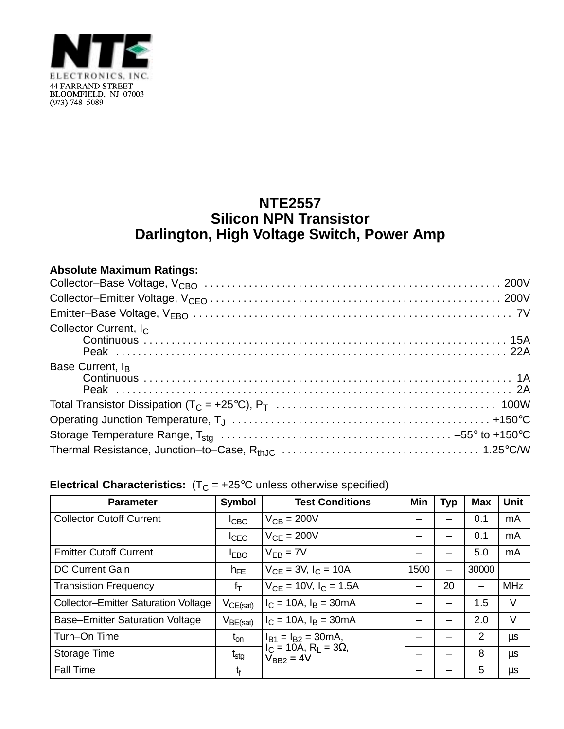**NTE**

ELECTRONICS, INC.
44 FARRAND STREET
BLOOMFIELD, NJ 07003
(973) 748–5089

# NTE2557
## Silicon NPN Transistor
## Darlington, High Voltage Switch, Power Amp

**Absolute Maximum Ratings:**

Collector–Base Voltage, $V_{CBO}$ . . . . . 200V
Collector–Emitter Voltage, $V_{CEO}$ . . . . . 200V
Emitter–Base Voltage, $V_{EBO}$ . . . . . 7V
Collector Current, $I_C$
  Continuous . . . . . 15A
  Peak . . . . . 22A
Base Current, $I_B$
  Continuous . . . . . 1A
  Peak . . . . . 2A
Total Transistor Dissipation ($T_C$ = +25°C), $P_T$ . . . . . 100W
Operating Junction Temperature, $T_J$ . . . . . +150°C
Storage Temperature Range, $T_{stg}$ . . . . . –55° to +150°C
Thermal Resistance, Junction–to–Case, $R_{thJC}$ . . . . . 1.25°C/W

**Electrical Characteristics:** ($T_C$ = +25°C unless otherwise specified)

| Parameter | Symbol | Test Conditions | Min | Typ | Max | Unit |
|---|---|---|---|---|---|---|
| Collector Cutoff Current | $I_{CBO}$ | $V_{CB}$ = 200V | – | – | 0.1 | mA |
| | $I_{CEO}$ | $V_{CE}$ = 200V | – | – | 0.1 | mA |
| Emitter Cutoff Current | $I_{EBO}$ | $V_{EB}$ = 7V | – | – | 5.0 | mA |
| DC Current Gain | $h_{FE}$ | $V_{CE}$ = 3V, $I_C$ = 10A | 1500 | – | 30000 | |
| Transistion Frequency | $f_T$ | $V_{CE}$ = 10V, $I_C$ = 1.5A | – | 20 | – | MHz |
| Collector–Emitter Saturation Voltage | $V_{CE(sat)}$ | $I_C$ = 10A, $I_B$ = 30mA | – | – | 1.5 | V |
| Base–Emitter Saturation Voltage | $V_{BE(sat)}$ | $I_C$ = 10A, $I_B$ = 30mA | – | – | 2.0 | V |
| Turn–On Time | $t_{on}$ | $I_{B1}$ = $I_{B2}$ = 30mA, $I_C$ = 10A, $R_L$ = 3Ω, $V_{BB2}$ = 4V | – | – | 2 | µs |
| Storage Time | $t_{stg}$ | | – | – | 8 | µs |
| Fall Time | $t_f$ | | – | – | 5 | µs |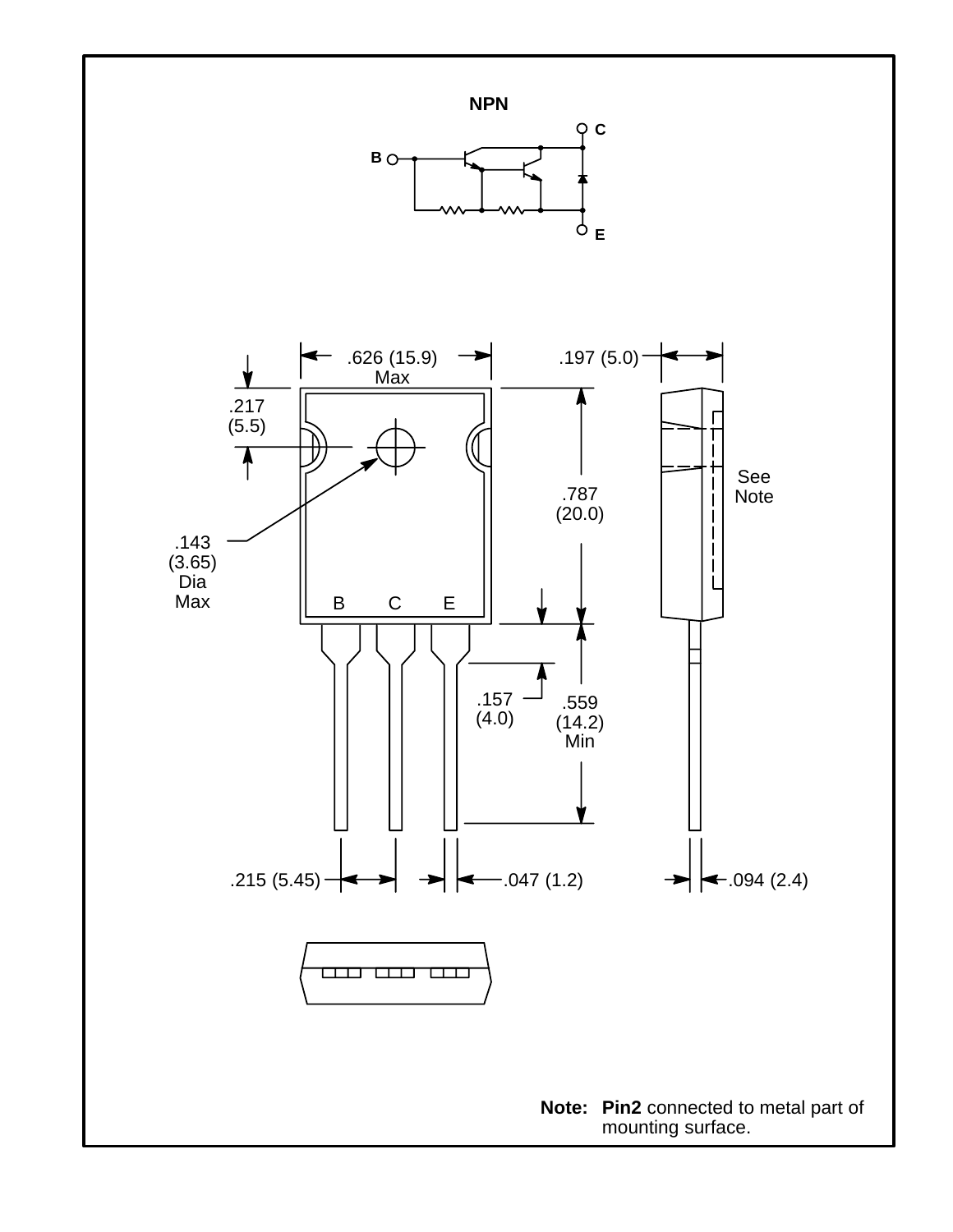NPN

B
C
E

.626 (15.9)
Max

.197 (5.0)

.217
(5.5)

.787
(20.0)

See
Note

.143
(3.65)
Dia
Max

B C E

.157
(4.0)

.559
(14.2)
Min

.215 (5.45)

.047 (1.2)

.094 (2.4)

**Note:** **Pin2** connected to metal part of mounting surface.